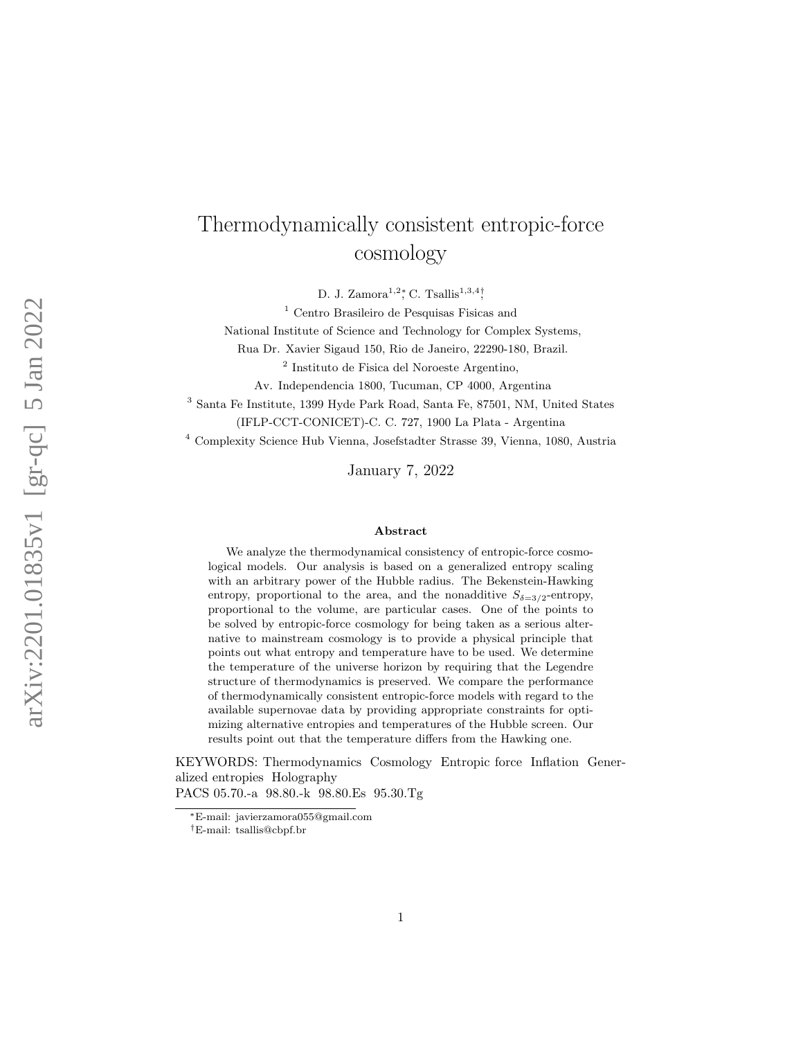# Thermodynamically consistent entropic-force cosmology

D. J. Zamora[1,2]*, C. Tsallis[1,3,4]†

[1] Centro Brasileiro de Pesquisas Fisicas and
National Institute of Science and Technology for Complex Systems,
Rua Dr. Xavier Sigaud 150, Rio de Janeiro, 22290-180, Brazil.

[2] Instituto de Fisica del Noroeste Argentino,
Av. Independencia 1800, Tucuman, CP 4000, Argentina

[3] Santa Fe Institute, 1399 Hyde Park Road, Santa Fe, 87501, NM, United States
(IFLP-CCT-CONICET)-C. C. 727, 1900 La Plata - Argentina

[4] Complexity Science Hub Vienna, Josefstadter Strasse 39, Vienna, 1080, Austria

January 7, 2022

### Abstract

We analyze the thermodynamical consistency of entropic-force cosmological models. Our analysis is based on a generalized entropy scaling with an arbitrary power of the Hubble radius. The Bekenstein-Hawking entropy, proportional to the area, and the nonadditive $S_{\delta=3/2}$-entropy, proportional to the volume, are particular cases. One of the points to be solved by entropic-force cosmology for being taken as a serious alternative to mainstream cosmology is to provide a physical principle that points out what entropy and temperature have to be used. We determine the temperature of the universe horizon by requiring that the Legendre structure of thermodynamics is preserved. We compare the performance of thermodynamically consistent entropic-force models with regard to the available supernovae data by providing appropriate constraints for optimizing alternative entropies and temperatures of the Hubble screen. Our results point out that the temperature differs from the Hawking one.

KEYWORDS: Thermodynamics Cosmology Entropic force Inflation Generalized entropies Holography

PACS 05.70.-a 98.80.-k 98.80.Es 95.30.Tg

*E-mail: javierzamora055@gmail.com

†E-mail: tsallis@cbpf.br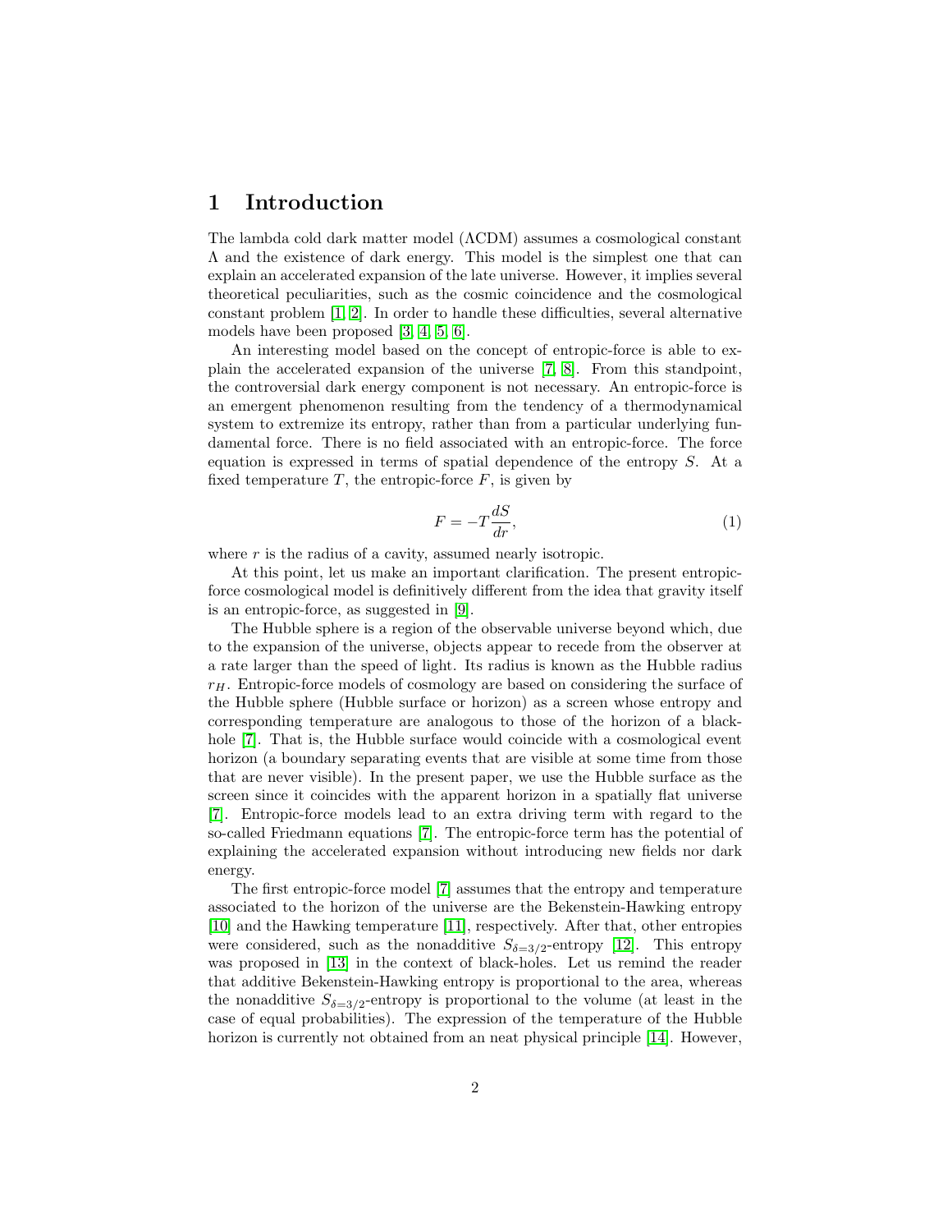## 1 Introduction

The lambda cold dark matter model (ΛCDM) assumes a cosmological constant Λ and the existence of dark energy. This model is the simplest one that can explain an accelerated expansion of the late universe. However, it implies several theoretical peculiarities, such as the cosmic coincidence and the cosmological constant problem [1, 2]. In order to handle these difficulties, several alternative models have been proposed [3, 4, 5, 6].

An interesting model based on the concept of entropic-force is able to explain the accelerated expansion of the universe [7, 8]. From this standpoint, the controversial dark energy component is not necessary. An entropic-force is an emergent phenomenon resulting from the tendency of a thermodynamical system to extremize its entropy, rather than from a particular underlying fundamental force. There is no field associated with an entropic-force. The force equation is expressed in terms of spatial dependence of the entropy $S$. At a fixed temperature $T$, the entropic-force $F$, is given by

$$F = -T\frac{dS}{dr}, \tag{1}$$

where $r$ is the radius of a cavity, assumed nearly isotropic.

At this point, let us make an important clarification. The present entropic-force cosmological model is definitively different from the idea that gravity itself is an entropic-force, as suggested in [9].

The Hubble sphere is a region of the observable universe beyond which, due to the expansion of the universe, objects appear to recede from the observer at a rate larger than the speed of light. Its radius is known as the Hubble radius $r_H$. Entropic-force models of cosmology are based on considering the surface of the Hubble sphere (Hubble surface or horizon) as a screen whose entropy and corresponding temperature are analogous to those of the horizon of a black-hole [7]. That is, the Hubble surface would coincide with a cosmological event horizon (a boundary separating events that are visible at some time from those that are never visible). In the present paper, we use the Hubble surface as the screen since it coincides with the apparent horizon in a spatially flat universe [7]. Entropic-force models lead to an extra driving term with regard to the so-called Friedmann equations [7]. The entropic-force term has the potential of explaining the accelerated expansion without introducing new fields nor dark energy.

The first entropic-force model [7] assumes that the entropy and temperature associated to the horizon of the universe are the Bekenstein-Hawking entropy [10] and the Hawking temperature [11], respectively. After that, other entropies were considered, such as the nonadditive $S_{\delta=3/2}$-entropy [12]. This entropy was proposed in [13] in the context of black-holes. Let us remind the reader that additive Bekenstein-Hawking entropy is proportional to the area, whereas the nonadditive $S_{\delta=3/2}$-entropy is proportional to the volume (at least in the case of equal probabilities). The expression of the temperature of the Hubble horizon is currently not obtained from an neat physical principle [14]. However,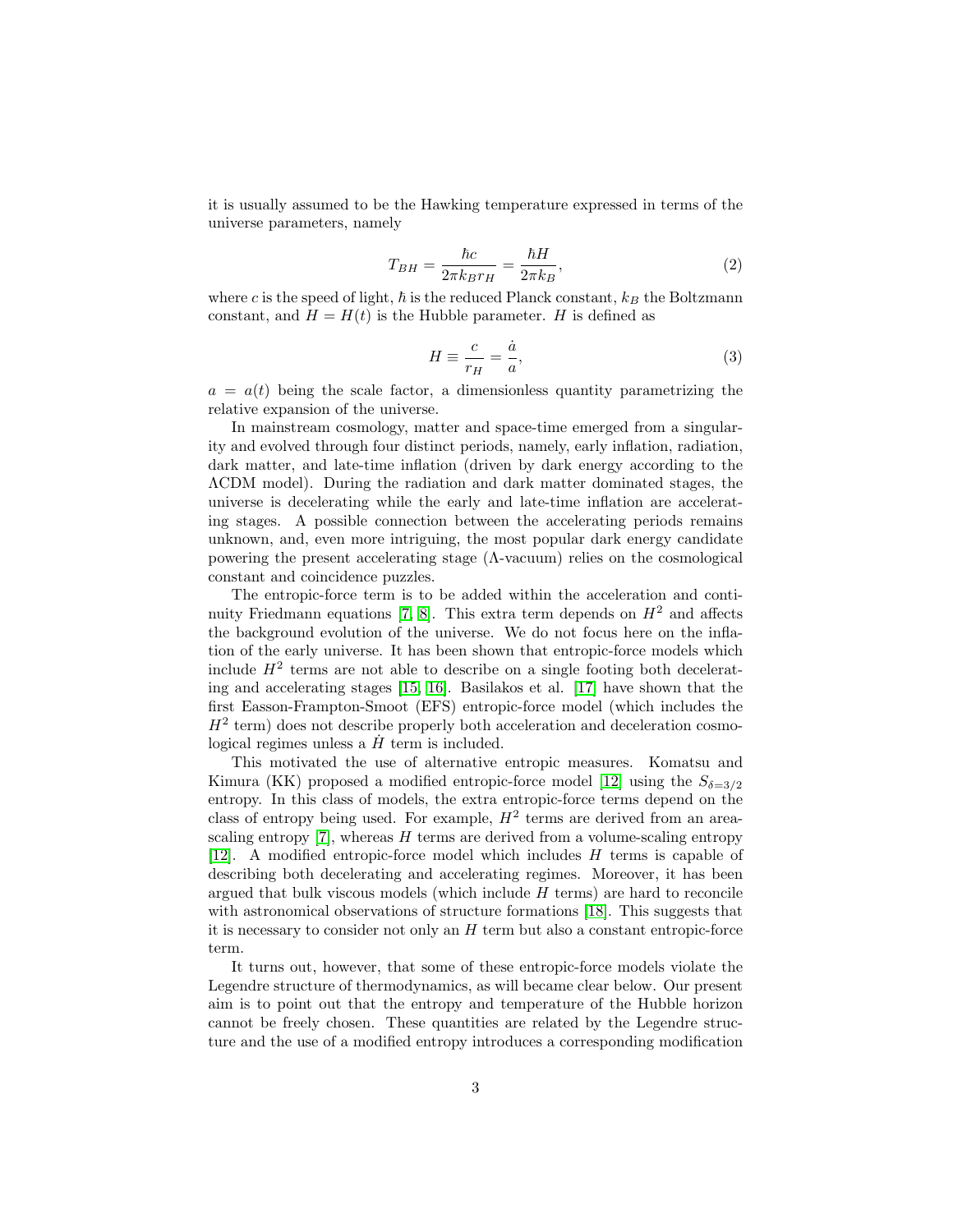it is usually assumed to be the Hawking temperature expressed in terms of the universe parameters, namely

$$T_{BH} = \frac{\hbar c}{2\pi k_B r_H} = \frac{\hbar H}{2\pi k_B}, \tag{2}$$

where $c$ is the speed of light, $\hbar$ is the reduced Planck constant, $k_B$ the Boltzmann constant, and $H = H(t)$ is the Hubble parameter. $H$ is defined as

$$H \equiv \frac{c}{r_H} = \frac{\dot{a}}{a}, \tag{3}$$

$a = a(t)$ being the scale factor, a dimensionless quantity parametrizing the relative expansion of the universe.

In mainstream cosmology, matter and space-time emerged from a singularity and evolved through four distinct periods, namely, early inflation, radiation, dark matter, and late-time inflation (driven by dark energy according to the ΛCDM model). During the radiation and dark matter dominated stages, the universe is decelerating while the early and late-time inflation are accelerating stages. A possible connection between the accelerating periods remains unknown, and, even more intriguing, the most popular dark energy candidate powering the present accelerating stage (Λ-vacuum) relies on the cosmological constant and coincidence puzzles.

The entropic-force term is to be added within the acceleration and continuity Friedmann equations [7, 8]. This extra term depends on $H^2$ and affects the background evolution of the universe. We do not focus here on the inflation of the early universe. It has been shown that entropic-force models which include $H^2$ terms are not able to describe on a single footing both decelerating and accelerating stages [15, 16]. Basilakos et al. [17] have shown that the first Easson-Frampton-Smoot (EFS) entropic-force model (which includes the $H^2$ term) does not describe properly both acceleration and deceleration cosmological regimes unless a $\dot{H}$ term is included.

This motivated the use of alternative entropic measures. Komatsu and Kimura (KK) proposed a modified entropic-force model [12] using the $S_{\delta=3/2}$ entropy. In this class of models, the extra entropic-force terms depend on the class of entropy being used. For example, $H^2$ terms are derived from an area-scaling entropy [7], whereas $H$ terms are derived from a volume-scaling entropy [12]. A modified entropic-force model which includes $H$ terms is capable of describing both decelerating and accelerating regimes. Moreover, it has been argued that bulk viscous models (which include $H$ terms) are hard to reconcile with astronomical observations of structure formations [18]. This suggests that it is necessary to consider not only an $H$ term but also a constant entropic-force term.

It turns out, however, that some of these entropic-force models violate the Legendre structure of thermodynamics, as will became clear below. Our present aim is to point out that the entropy and temperature of the Hubble horizon cannot be freely chosen. These quantities are related by the Legendre structure and the use of a modified entropy introduces a corresponding modification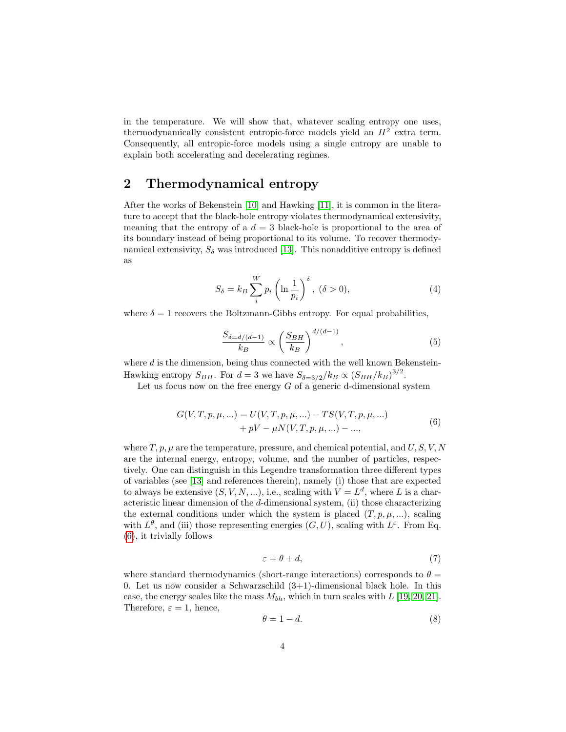in the temperature. We will show that, whatever scaling entropy one uses, thermodynamically consistent entropic-force models yield an $H^2$ extra term. Consequently, all entropic-force models using a single entropy are unable to explain both accelerating and decelerating regimes.

## 2 Thermodynamical entropy

After the works of Bekenstein [10] and Hawking [11], it is common in the literature to accept that the black-hole entropy violates thermodynamical extensivity, meaning that the entropy of a $d = 3$ black-hole is proportional to the area of its boundary instead of being proportional to its volume. To recover thermodynamical extensivity, $S_\delta$ was introduced [13]. This nonadditive entropy is defined as

$$S_\delta = k_B \sum_i^W p_i \left( \ln \frac{1}{p_i} \right)^\delta, \; (\delta > 0), \tag{4}$$

where $\delta = 1$ recovers the Boltzmann-Gibbs entropy. For equal probabilities,

$$\frac{S_{\delta=d/(d-1)}}{k_B} \propto \left( \frac{S_{BH}}{k_B} \right)^{d/(d-1)}, \tag{5}$$

where $d$ is the dimension, being thus connected with the well known Bekenstein-Hawking entropy $S_{BH}$. For $d = 3$ we have $S_{\delta=3/2}/k_B \propto (S_{BH}/k_B)^{3/2}$.

Let us focus now on the free energy $G$ of a generic d-dimensional system

$$\begin{aligned} G(V, T, p, \mu, ...) = U(V, T, p, \mu, ...) - TS(V, T, p, \mu, ...) \\ + pV - \mu N(V, T, p, \mu, ...) - ..., \end{aligned} \tag{6}$$

where $T, p, \mu$ are the temperature, pressure, and chemical potential, and $U, S, V, N$ are the internal energy, entropy, volume, and the number of particles, respectively. One can distinguish in this Legendre transformation three different types of variables (see [13] and references therein), namely (i) those that are expected to always be extensive $(S, V, N, ...)$, i.e., scaling with $V = L^d$, where $L$ is a characteristic linear dimension of the $d$-dimensional system, (ii) those characterizing the external conditions under which the system is placed $(T, p, \mu, ...)$, scaling with $L^\theta$, and (iii) those representing energies $(G, U)$, scaling with $L^\varepsilon$. From Eq. (6), it trivially follows

$$\varepsilon = \theta + d, \tag{7}$$

where standard thermodynamics (short-range interactions) corresponds to $\theta = 0$. Let us now consider a Schwarzschild (3+1)-dimensional black hole. In this case, the energy scales like the mass $M_{bh}$, which in turn scales with $L$ [19, 20, 21]. Therefore, $\varepsilon = 1$, hence,

$$\theta = 1 - d. \tag{8}$$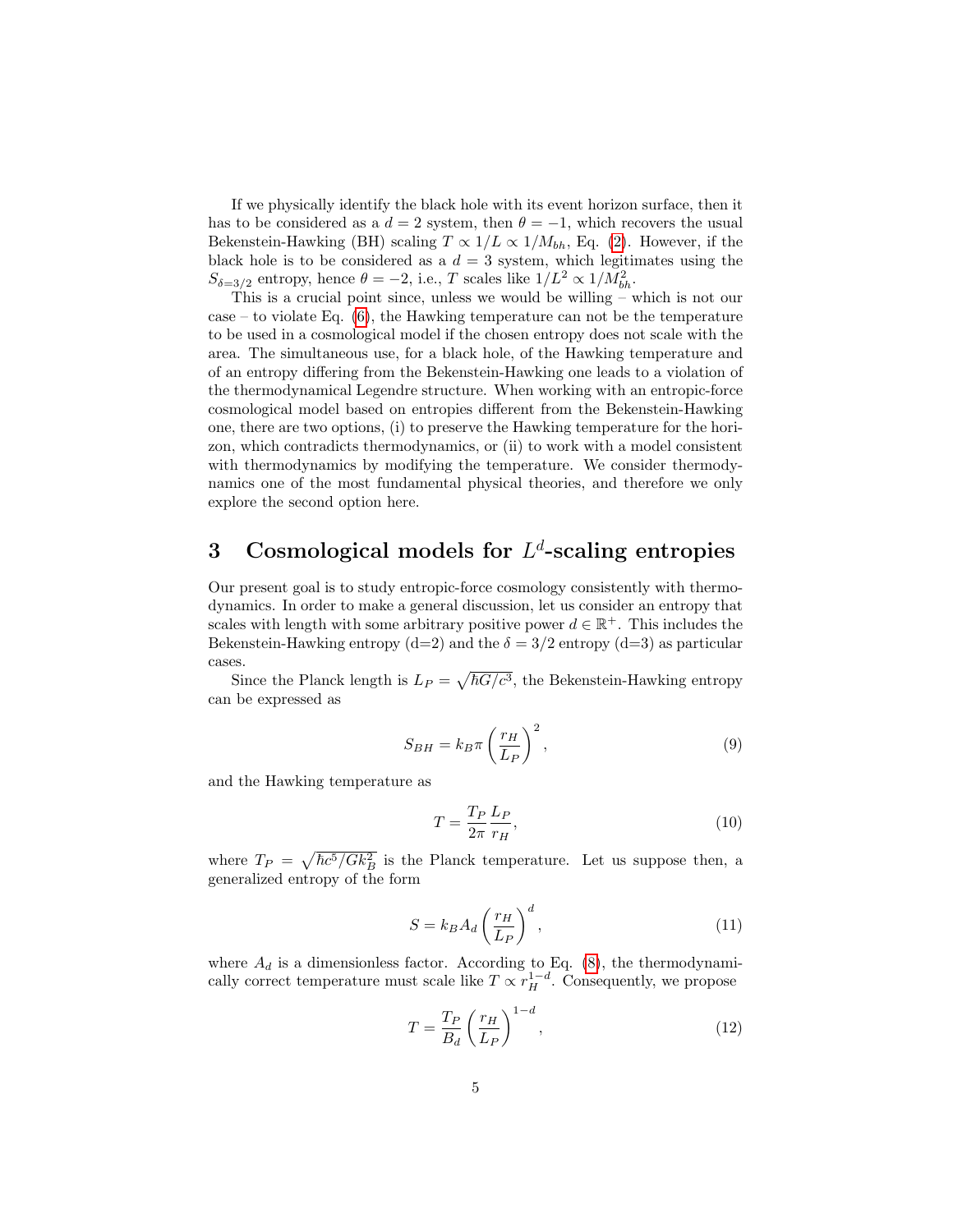If we physically identify the black hole with its event horizon surface, then it has to be considered as a $d = 2$ system, then $\theta = -1$, which recovers the usual Bekenstein-Hawking (BH) scaling $T \propto 1/L \propto 1/M_{bh}$, Eq. (2). However, if the black hole is to be considered as a $d = 3$ system, which legitimates using the $S_{\delta=3/2}$ entropy, hence $\theta = -2$, i.e., $T$ scales like $1/L^2 \propto 1/M_{bh}^2$.

This is a crucial point since, unless we would be willing – which is not our case – to violate Eq. (6), the Hawking temperature can not be the temperature to be used in a cosmological model if the chosen entropy does not scale with the area. The simultaneous use, for a black hole, of the Hawking temperature and of an entropy differing from the Bekenstein-Hawking one leads to a violation of the thermodynamical Legendre structure. When working with an entropic-force cosmological model based on entropies different from the Bekenstein-Hawking one, there are two options, (i) to preserve the Hawking temperature for the horizon, which contradicts thermodynamics, or (ii) to work with a model consistent with thermodynamics by modifying the temperature. We consider thermodynamics one of the most fundamental physical theories, and therefore we only explore the second option here.

## 3 Cosmological models for $L^d$-scaling entropies

Our present goal is to study entropic-force cosmology consistently with thermodynamics. In order to make a general discussion, let us consider an entropy that scales with length with some arbitrary positive power $d \in \mathbb{R}^+$. This includes the Bekenstein-Hawking entropy (d=2) and the $\delta = 3/2$ entropy (d=3) as particular cases.

Since the Planck length is $L_P = \sqrt{\hbar G/c^3}$, the Bekenstein-Hawking entropy can be expressed as

$$S_{BH} = k_B \pi \left(\frac{r_H}{L_P}\right)^2, \tag{9}$$

and the Hawking temperature as

$$T = \frac{T_P}{2\pi}\frac{L_P}{r_H}, \tag{10}$$

where $T_P = \sqrt{\hbar c^5/G k_B^2}$ is the Planck temperature. Let us suppose then, a generalized entropy of the form

$$S = k_B A_d \left(\frac{r_H}{L_P}\right)^d, \tag{11}$$

where $A_d$ is a dimensionless factor. According to Eq. (8), the thermodynamically correct temperature must scale like $T \propto r_H^{1-d}$. Consequently, we propose

$$T = \frac{T_P}{B_d}\left(\frac{r_H}{L_P}\right)^{1-d}, \tag{12}$$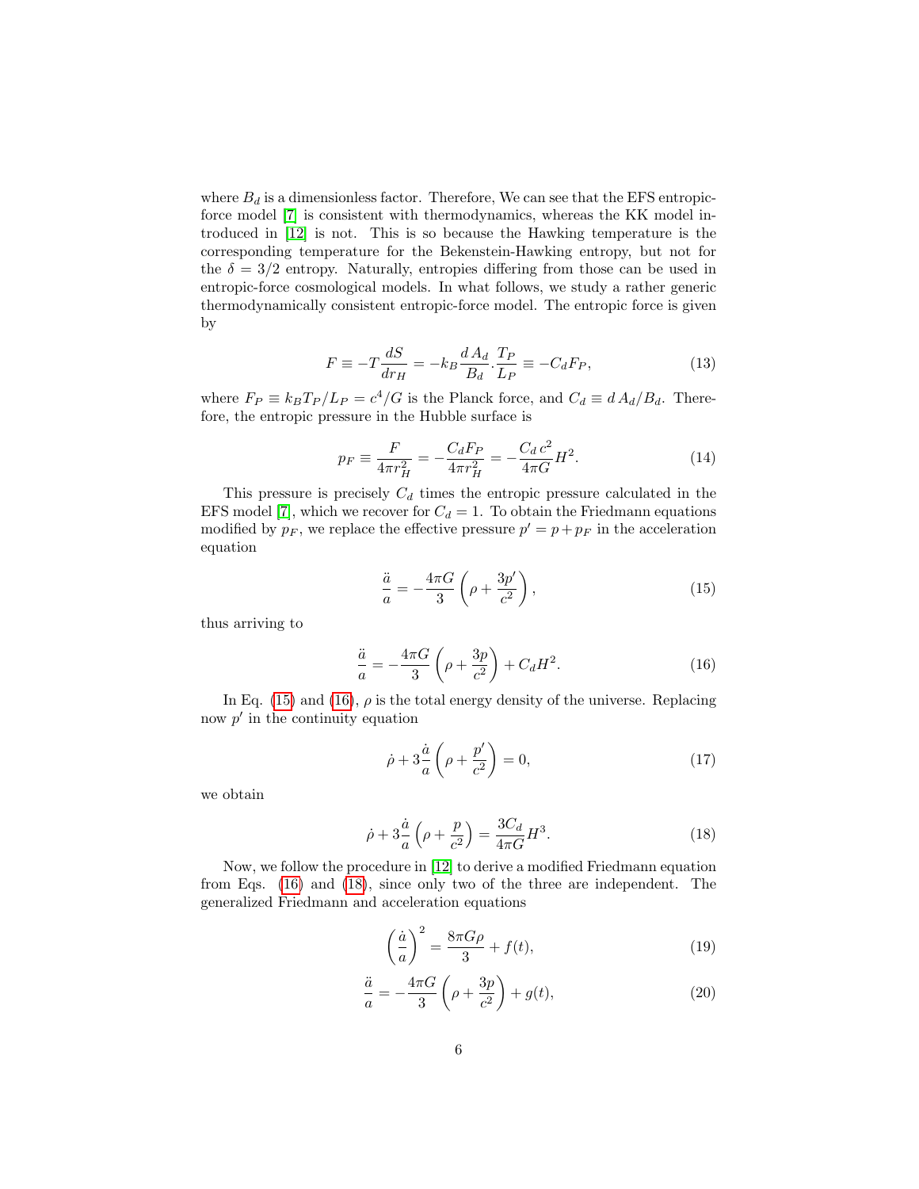where $B_d$ is a dimensionless factor. Therefore, We can see that the EFS entropic-force model [7] is consistent with thermodynamics, whereas the KK model introduced in [12] is not. This is so because the Hawking temperature is the corresponding temperature for the Bekenstein-Hawking entropy, but not for the $\delta = 3/2$ entropy. Naturally, entropies differing from those can be used in entropic-force cosmological models. In what follows, we study a rather generic thermodynamically consistent entropic-force model. The entropic force is given by

$$F \equiv -T\frac{dS}{dr_H} = -k_B \frac{d\,A_d}{B_d} . \frac{T_P}{L_P} \equiv -C_d F_P, \tag{13}$$

where $F_P \equiv k_B T_P / L_P = c^4/G$ is the Planck force, and $C_d \equiv d\,A_d/B_d$. Therefore, the entropic pressure in the Hubble surface is

$$p_F \equiv \frac{F}{4\pi r_H^2} = -\frac{C_d F_P}{4\pi r_H^2} = -\frac{C_d\,c^2}{4\pi G}H^2. \tag{14}$$

This pressure is precisely $C_d$ times the entropic pressure calculated in the EFS model [7], which we recover for $C_d = 1$. To obtain the Friedmann equations modified by $p_F$, we replace the effective pressure $p' = p + p_F$ in the acceleration equation

$$\frac{\ddot{a}}{a} = -\frac{4\pi G}{3}\left(\rho + \frac{3p'}{c^2}\right), \tag{15}$$

thus arriving to

$$\frac{\ddot{a}}{a} = -\frac{4\pi G}{3}\left(\rho + \frac{3p}{c^2}\right) + C_d H^2. \tag{16}$$

In Eq. (15) and (16), $\rho$ is the total energy density of the universe. Replacing now $p'$ in the continuity equation

$$\dot{\rho} + 3\frac{\dot{a}}{a}\left(\rho + \frac{p'}{c^2}\right) = 0, \tag{17}$$

we obtain

$$\dot{\rho} + 3\frac{\dot{a}}{a}\left(\rho + \frac{p}{c^2}\right) = \frac{3C_d}{4\pi G}H^3. \tag{18}$$

Now, we follow the procedure in [12] to derive a modified Friedmann equation from Eqs. (16) and (18), since only two of the three are independent. The generalized Friedmann and acceleration equations

$$\left(\frac{\dot{a}}{a}\right)^2 = \frac{8\pi G\rho}{3} + f(t), \tag{19}$$

$$\frac{\ddot{a}}{a} = -\frac{4\pi G}{3}\left(\rho + \frac{3p}{c^2}\right) + g(t), \tag{20}$$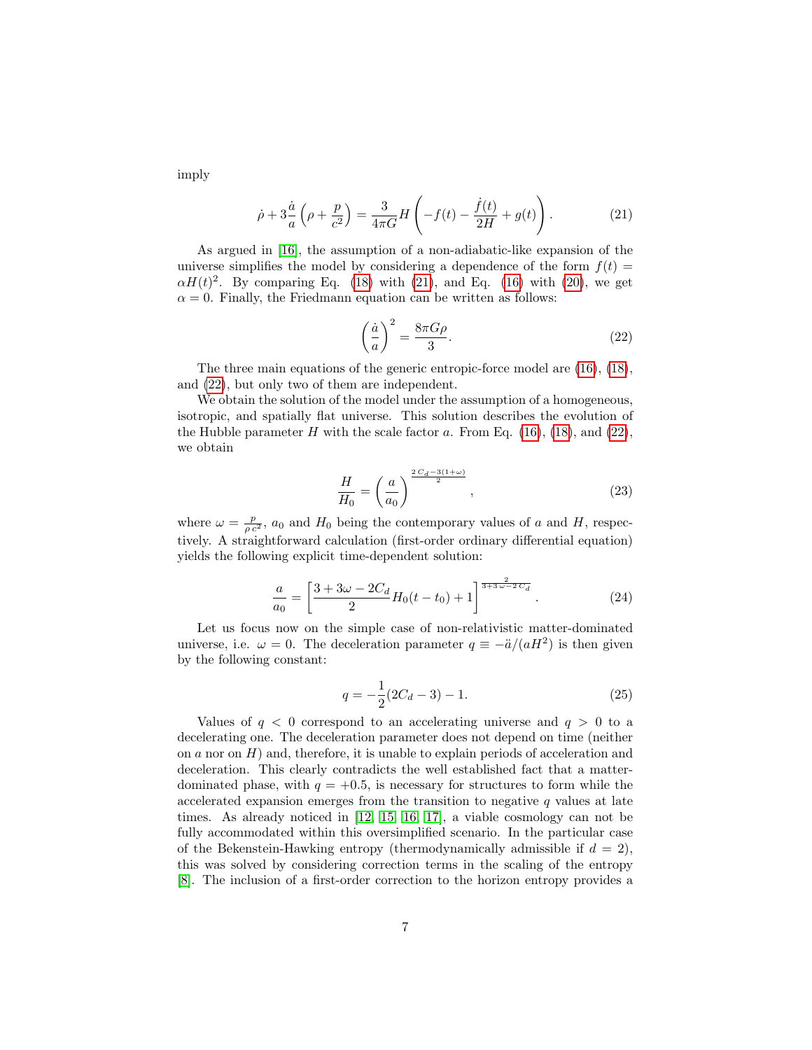imply

$$
\dot{\rho} + 3\frac{\dot{a}}{a}\left(\rho + \frac{p}{c^2}\right) = \frac{3}{4\pi G} H \left(-f(t) - \frac{\dot{f}(t)}{2H} + g(t)\right). \tag{21}
$$

As argued in [16], the assumption of a non-adiabatic-like expansion of the universe simplifies the model by considering a dependence of the form $f(t) = \alpha H(t)^2$. By comparing Eq. (18) with (21), and Eq. (16) with (20), we get $\alpha = 0$. Finally, the Friedmann equation can be written as follows:

$$
\left(\frac{\dot{a}}{a}\right)^2 = \frac{8\pi G \rho}{3}. \tag{22}
$$

The three main equations of the generic entropic-force model are (16), (18), and (22), but only two of them are independent.

We obtain the solution of the model under the assumption of a homogeneous, isotropic, and spatially flat universe. This solution describes the evolution of the Hubble parameter $H$ with the scale factor $a$. From Eq. (16), (18), and (22), we obtain

$$
\frac{H}{H_0} = \left(\frac{a}{a_0}\right)^{\frac{2\,C_d - 3(1+\omega)}{2}}, \tag{23}
$$

where $\omega = \frac{p}{\rho\, c^2}$, $a_0$ and $H_0$ being the contemporary values of $a$ and $H$, respectively. A straightforward calculation (first-order ordinary differential equation) yields the following explicit time-dependent solution:

$$
\frac{a}{a_0} = \left[\frac{3 + 3\omega - 2C_d}{2} H_0(t - t_0) + 1\right]^{\frac{2}{3+3\,\omega - 2\,C_d}}. \tag{24}
$$

Let us focus now on the simple case of non-relativistic matter-dominated universe, i.e. $\omega = 0$. The deceleration parameter $q \equiv -\ddot{a}/(aH^2)$ is then given by the following constant:

$$
q = -\frac{1}{2}(2C_d - 3) - 1. \tag{25}
$$

Values of $q < 0$ correspond to an accelerating universe and $q > 0$ to a decelerating one. The deceleration parameter does not depend on time (neither on $a$ nor on $H$) and, therefore, it is unable to explain periods of acceleration and deceleration. This clearly contradicts the well established fact that a matter-dominated phase, with $q = +0.5$, is necessary for structures to form while the accelerated expansion emerges from the transition to negative $q$ values at late times. As already noticed in [12, 15, 16, 17], a viable cosmology can not be fully accommodated within this oversimplified scenario. In the particular case of the Bekenstein-Hawking entropy (thermodynamically admissible if $d = 2$), this was solved by considering correction terms in the scaling of the entropy [8]. The inclusion of a first-order correction to the horizon entropy provides a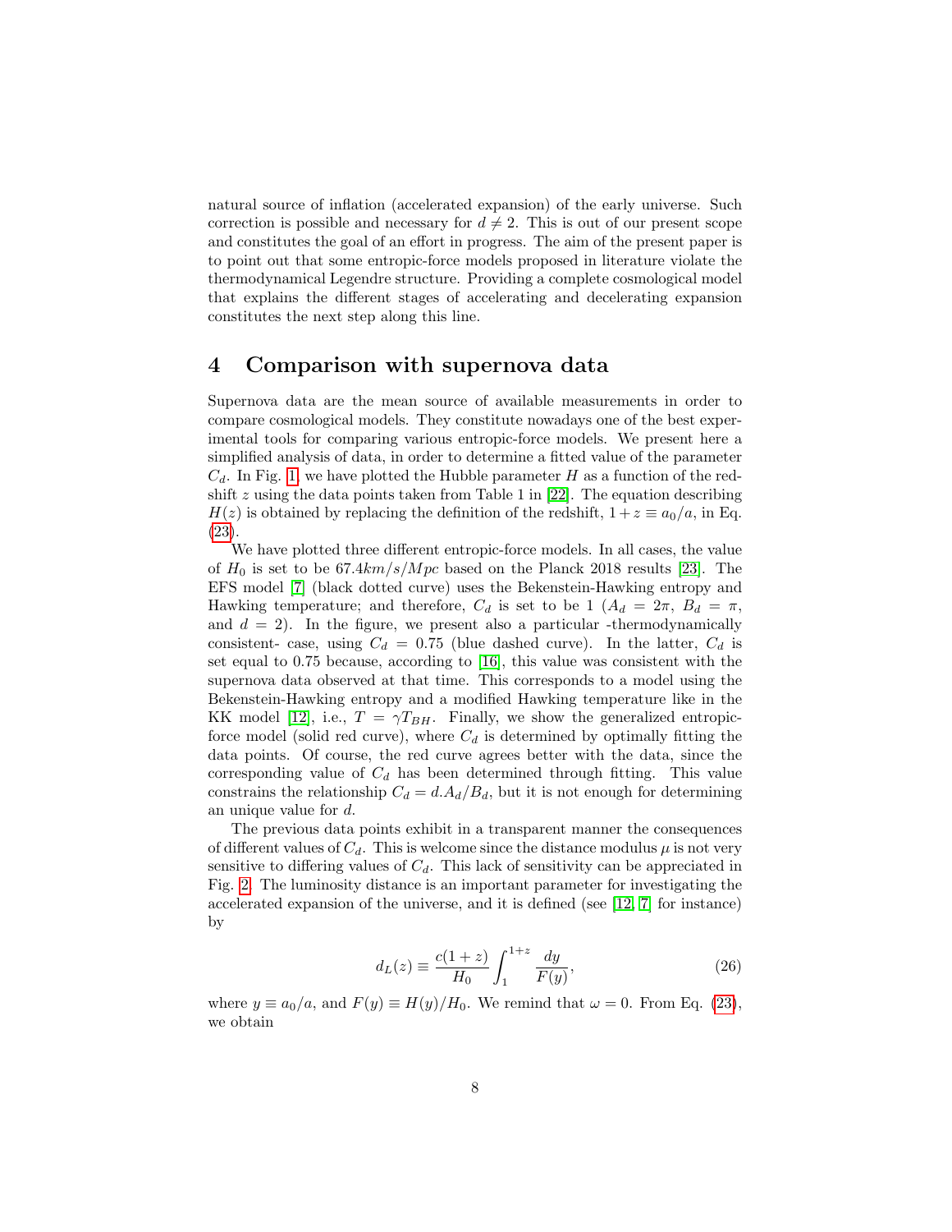natural source of inflation (accelerated expansion) of the early universe. Such correction is possible and necessary for $d \neq 2$. This is out of our present scope and constitutes the goal of an effort in progress. The aim of the present paper is to point out that some entropic-force models proposed in literature violate the thermodynamical Legendre structure. Providing a complete cosmological model that explains the different stages of accelerating and decelerating expansion constitutes the next step along this line.

## 4 Comparison with supernova data

Supernova data are the mean source of available measurements in order to compare cosmological models. They constitute nowadays one of the best experimental tools for comparing various entropic-force models. We present here a simplified analysis of data, in order to determine a fitted value of the parameter $C_d$. In Fig. 1, we have plotted the Hubble parameter $H$ as a function of the redshift $z$ using the data points taken from Table 1 in [22]. The equation describing $H(z)$ is obtained by replacing the definition of the redshift, $1 + z \equiv a_0/a$, in Eq. (23).

We have plotted three different entropic-force models. In all cases, the value of $H_0$ is set to be $67.4 km/s/Mpc$ based on the Planck 2018 results [23]. The EFS model [7] (black dotted curve) uses the Bekenstein-Hawking entropy and Hawking temperature; and therefore, $C_d$ is set to be 1 ($A_d = 2\pi$, $B_d = \pi$, and $d = 2$). In the figure, we present also a particular -thermodynamically consistent- case, using $C_d = 0.75$ (blue dashed curve). In the latter, $C_d$ is set equal to 0.75 because, according to [16], this value was consistent with the supernova data observed at that time. This corresponds to a model using the Bekenstein-Hawking entropy and a modified Hawking temperature like in the KK model [12], i.e., $T = \gamma T_{BH}$. Finally, we show the generalized entropic-force model (solid red curve), where $C_d$ is determined by optimally fitting the data points. Of course, the red curve agrees better with the data, since the corresponding value of $C_d$ has been determined through fitting. This value constrains the relationship $C_d = d.A_d/B_d$, but it is not enough for determining an unique value for $d$.

The previous data points exhibit in a transparent manner the consequences of different values of $C_d$. This is welcome since the distance modulus $\mu$ is not very sensitive to differing values of $C_d$. This lack of sensitivity can be appreciated in Fig. 2. The luminosity distance is an important parameter for investigating the accelerated expansion of the universe, and it is defined (see [12, 7] for instance) by

$$d_L(z) \equiv \frac{c(1+z)}{H_0} \int_1^{1+z} \frac{dy}{F(y)}, \tag{26}$$

where $y \equiv a_0/a$, and $F(y) \equiv H(y)/H_0$. We remind that $\omega = 0$. From Eq. (23), we obtain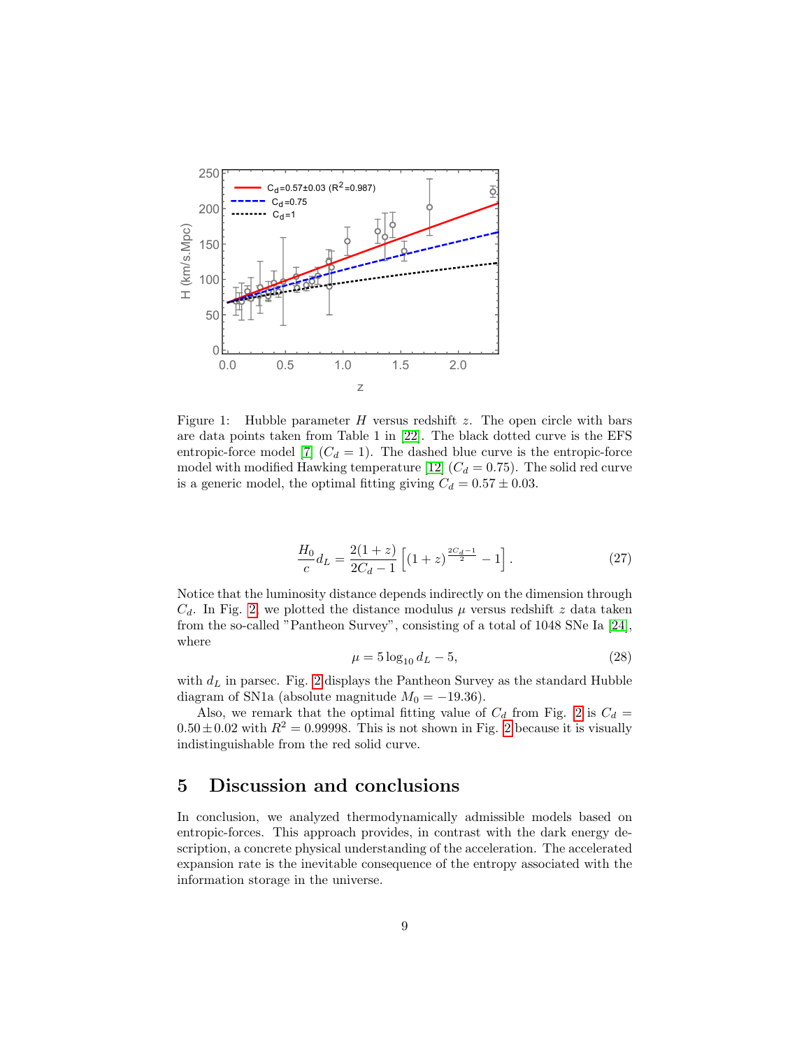Figure 1: Hubble parameter $H$ versus redshift $z$. The open circle with bars are data points taken from Table 1 in [22]. The black dotted curve is the EFS entropic-force model [7] ($C_d = 1$). The dashed blue curve is the entropic-force model with modified Hawking temperature [12] ($C_d = 0.75$). The solid red curve is a generic model, the optimal fitting giving $C_d = 0.57 \pm 0.03$.

$$\frac{H_0}{c} d_L = \frac{2(1+z)}{2C_d - 1} \left[ (1+z)^{\frac{2C_d - 1}{2}} - 1 \right]. \tag{27}$$

Notice that the luminosity distance depends indirectly on the dimension through $C_d$. In Fig. 2, we plotted the distance modulus $\mu$ versus redshift $z$ data taken from the so-called "Pantheon Survey", consisting of a total of 1048 SNe Ia [24], where

$$\mu = 5 \log_{10} d_L - 5, \tag{28}$$

with $d_L$ in parsec. Fig. 2 displays the Pantheon Survey as the standard Hubble diagram of SN1a (absolute magnitude $M_0 = -19.36$).

Also, we remark that the optimal fitting value of $C_d$ from Fig. 2 is $C_d = 0.50 \pm 0.02$ with $R^2 = 0.99998$. This is not shown in Fig. 2 because it is visually indistinguishable from the red solid curve.

## 5 Discussion and conclusions

In conclusion, we analyzed thermodynamically admissible models based on entropic-forces. This approach provides, in contrast with the dark energy description, a concrete physical understanding of the acceleration. The accelerated expansion rate is the inevitable consequence of the entropy associated with the information storage in the universe.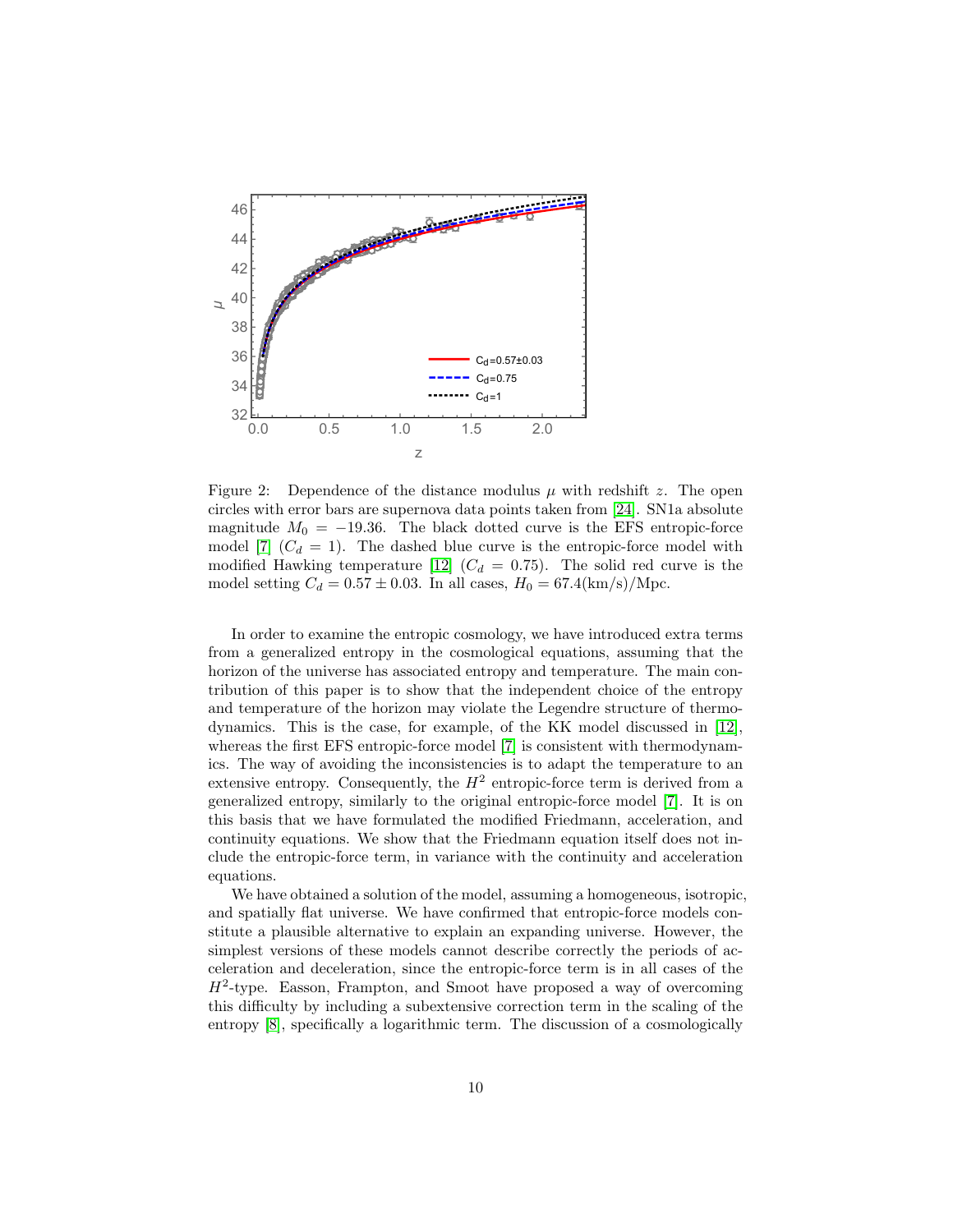Figure 2: Dependence of the distance modulus $\mu$ with redshift $z$. The open circles with error bars are supernova data points taken from [24]. SN1a absolute magnitude $M_0 = -19.36$. The black dotted curve is the EFS entropic-force model [7] ($C_d = 1$). The dashed blue curve is the entropic-force model with modified Hawking temperature [12] ($C_d = 0.75$). The solid red curve is the model setting $C_d = 0.57 \pm 0.03$. In all cases, $H_0 = 67.4$(km/s)/Mpc.

In order to examine the entropic cosmology, we have introduced extra terms from a generalized entropy in the cosmological equations, assuming that the horizon of the universe has associated entropy and temperature. The main contribution of this paper is to show that the independent choice of the entropy and temperature of the horizon may violate the Legendre structure of thermodynamics. This is the case, for example, of the KK model discussed in [12], whereas the first EFS entropic-force model [7] is consistent with thermodynamics. The way of avoiding the inconsistencies is to adapt the temperature to an extensive entropy. Consequently, the $H^2$ entropic-force term is derived from a generalized entropy, similarly to the original entropic-force model [7]. It is on this basis that we have formulated the modified Friedmann, acceleration, and continuity equations. We show that the Friedmann equation itself does not include the entropic-force term, in variance with the continuity and acceleration equations.

We have obtained a solution of the model, assuming a homogeneous, isotropic, and spatially flat universe. We have confirmed that entropic-force models constitute a plausible alternative to explain an expanding universe. However, the simplest versions of these models cannot describe correctly the periods of acceleration and deceleration, since the entropic-force term is in all cases of the $H^2$-type. Easson, Frampton, and Smoot have proposed a way of overcoming this difficulty by including a subextensive correction term in the scaling of the entropy [8], specifically a logarithmic term. The discussion of a cosmologically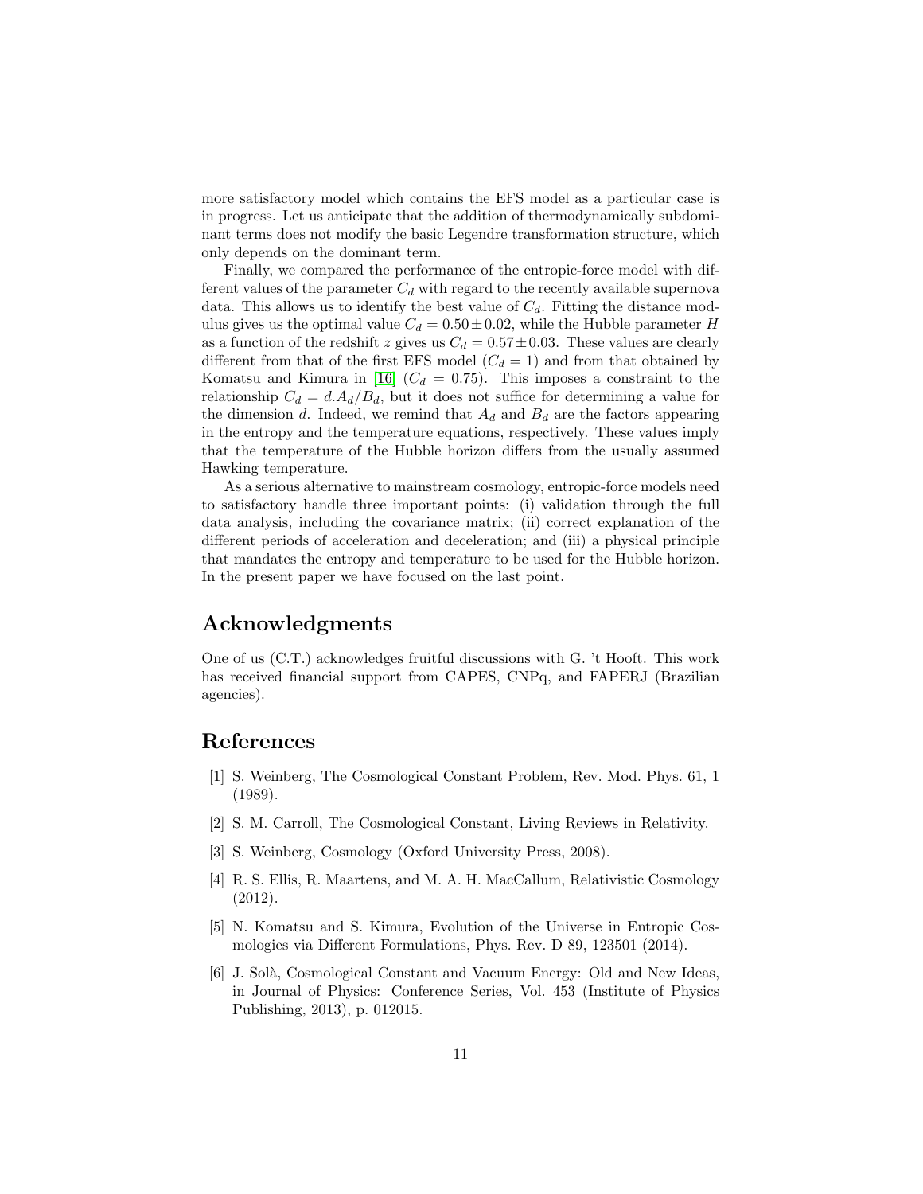more satisfactory model which contains the EFS model as a particular case is in progress. Let us anticipate that the addition of thermodynamically subdominant terms does not modify the basic Legendre transformation structure, which only depends on the dominant term.

Finally, we compared the performance of the entropic-force model with different values of the parameter $C_d$ with regard to the recently available supernova data. This allows us to identify the best value of $C_d$. Fitting the distance modulus gives us the optimal value $C_d = 0.50 \pm 0.02$, while the Hubble parameter $H$ as a function of the redshift $z$ gives us $C_d = 0.57 \pm 0.03$. These values are clearly different from that of the first EFS model ($C_d = 1$) and from that obtained by Komatsu and Kimura in [16] ($C_d = 0.75$). This imposes a constraint to the relationship $C_d = d.A_d/B_d$, but it does not suffice for determining a value for the dimension $d$. Indeed, we remind that $A_d$ and $B_d$ are the factors appearing in the entropy and the temperature equations, respectively. These values imply that the temperature of the Hubble horizon differs from the usually assumed Hawking temperature.

As a serious alternative to mainstream cosmology, entropic-force models need to satisfactory handle three important points: (i) validation through the full data analysis, including the covariance matrix; (ii) correct explanation of the different periods of acceleration and deceleration; and (iii) a physical principle that mandates the entropy and temperature to be used for the Hubble horizon. In the present paper we have focused on the last point.

## Acknowledgments

One of us (C.T.) acknowledges fruitful discussions with G. 't Hooft. This work has received financial support from CAPES, CNPq, and FAPERJ (Brazilian agencies).

## References

[1] S. Weinberg, The Cosmological Constant Problem, Rev. Mod. Phys. 61, 1 (1989).

[2] S. M. Carroll, The Cosmological Constant, Living Reviews in Relativity.

[3] S. Weinberg, Cosmology (Oxford University Press, 2008).

[4] R. S. Ellis, R. Maartens, and M. A. H. MacCallum, Relativistic Cosmology (2012).

[5] N. Komatsu and S. Kimura, Evolution of the Universe in Entropic Cosmologies via Different Formulations, Phys. Rev. D 89, 123501 (2014).

[6] J. Solà, Cosmological Constant and Vacuum Energy: Old and New Ideas, in Journal of Physics: Conference Series, Vol. 453 (Institute of Physics Publishing, 2013), p. 012015.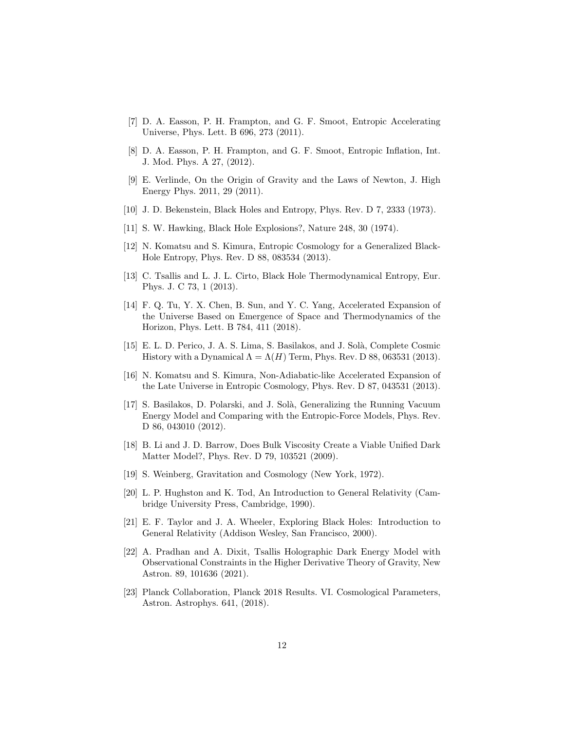[7] D. A. Easson, P. H. Frampton, and G. F. Smoot, Entropic Accelerating Universe, Phys. Lett. B 696, 273 (2011).

[8] D. A. Easson, P. H. Frampton, and G. F. Smoot, Entropic Inflation, Int. J. Mod. Phys. A 27, (2012).

[9] E. Verlinde, On the Origin of Gravity and the Laws of Newton, J. High Energy Phys. 2011, 29 (2011).

[10] J. D. Bekenstein, Black Holes and Entropy, Phys. Rev. D 7, 2333 (1973).

[11] S. W. Hawking, Black Hole Explosions?, Nature 248, 30 (1974).

[12] N. Komatsu and S. Kimura, Entropic Cosmology for a Generalized Black-Hole Entropy, Phys. Rev. D 88, 083534 (2013).

[13] C. Tsallis and L. J. L. Cirto, Black Hole Thermodynamical Entropy, Eur. Phys. J. C 73, 1 (2013).

[14] F. Q. Tu, Y. X. Chen, B. Sun, and Y. C. Yang, Accelerated Expansion of the Universe Based on Emergence of Space and Thermodynamics of the Horizon, Phys. Lett. B 784, 411 (2018).

[15] E. L. D. Perico, J. A. S. Lima, S. Basilakos, and J. Solà, Complete Cosmic History with a Dynamical $\Lambda = \Lambda(H)$ Term, Phys. Rev. D 88, 063531 (2013).

[16] N. Komatsu and S. Kimura, Non-Adiabatic-like Accelerated Expansion of the Late Universe in Entropic Cosmology, Phys. Rev. D 87, 043531 (2013).

[17] S. Basilakos, D. Polarski, and J. Solà, Generalizing the Running Vacuum Energy Model and Comparing with the Entropic-Force Models, Phys. Rev. D 86, 043010 (2012).

[18] B. Li and J. D. Barrow, Does Bulk Viscosity Create a Viable Unified Dark Matter Model?, Phys. Rev. D 79, 103521 (2009).

[19] S. Weinberg, Gravitation and Cosmology (New York, 1972).

[20] L. P. Hughston and K. Tod, An Introduction to General Relativity (Cambridge University Press, Cambridge, 1990).

[21] E. F. Taylor and J. A. Wheeler, Exploring Black Holes: Introduction to General Relativity (Addison Wesley, San Francisco, 2000).

[22] A. Pradhan and A. Dixit, Tsallis Holographic Dark Energy Model with Observational Constraints in the Higher Derivative Theory of Gravity, New Astron. 89, 101636 (2021).

[23] Planck Collaboration, Planck 2018 Results. VI. Cosmological Parameters, Astron. Astrophys. 641, (2018).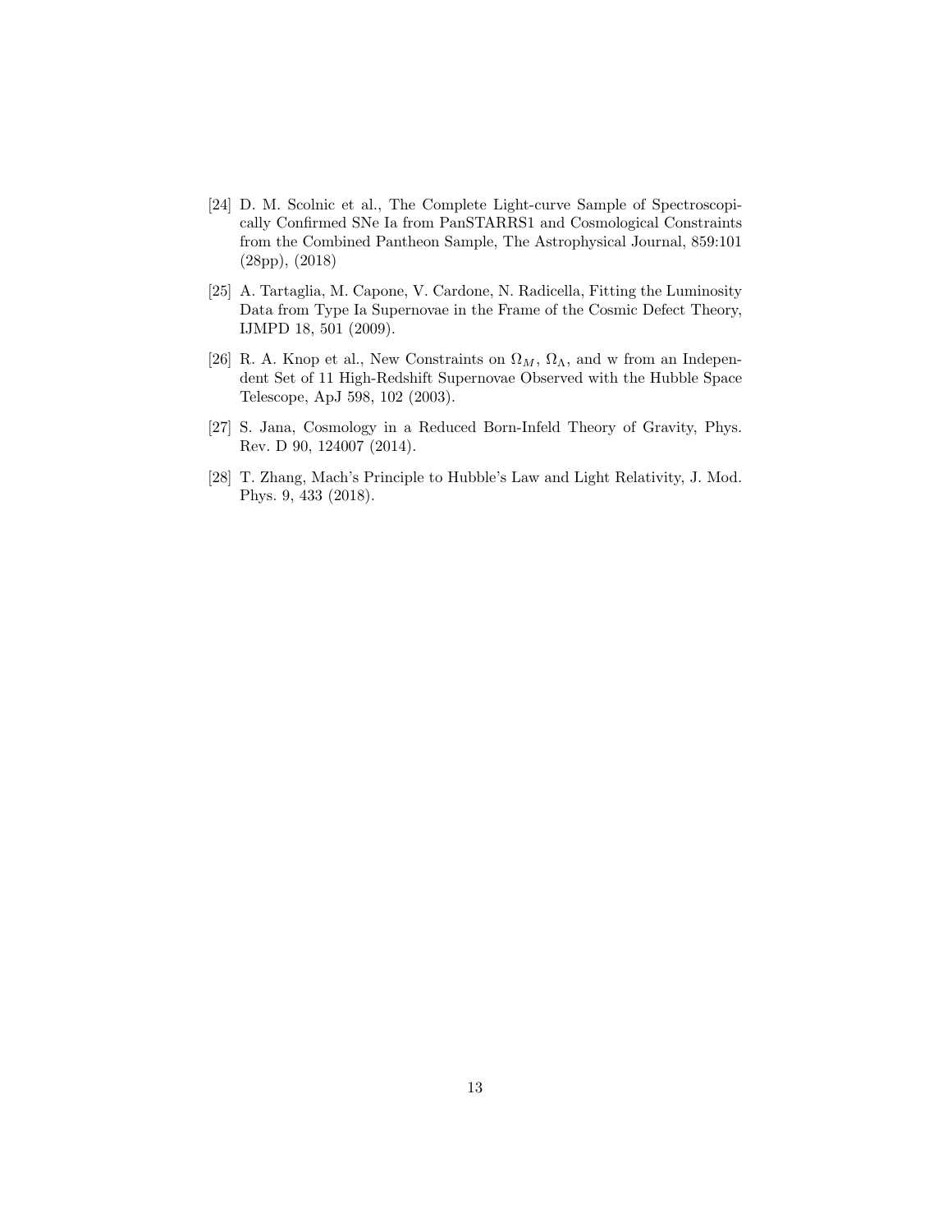[24] D. M. Scolnic et al., The Complete Light-curve Sample of Spectroscopically Confirmed SNe Ia from PanSTARRS1 and Cosmological Constraints from the Combined Pantheon Sample, The Astrophysical Journal, 859:101 (28pp), (2018)

[25] A. Tartaglia, M. Capone, V. Cardone, N. Radicella, Fitting the Luminosity Data from Type Ia Supernovae in the Frame of the Cosmic Defect Theory, IJMPD 18, 501 (2009).

[26] R. A. Knop et al., New Constraints on $\Omega_M$, $\Omega_\Lambda$, and w from an Independent Set of 11 High-Redshift Supernovae Observed with the Hubble Space Telescope, ApJ 598, 102 (2003).

[27] S. Jana, Cosmology in a Reduced Born-Infeld Theory of Gravity, Phys. Rev. D 90, 124007 (2014).

[28] T. Zhang, Mach's Principle to Hubble's Law and Light Relativity, J. Mod. Phys. 9, 433 (2018).